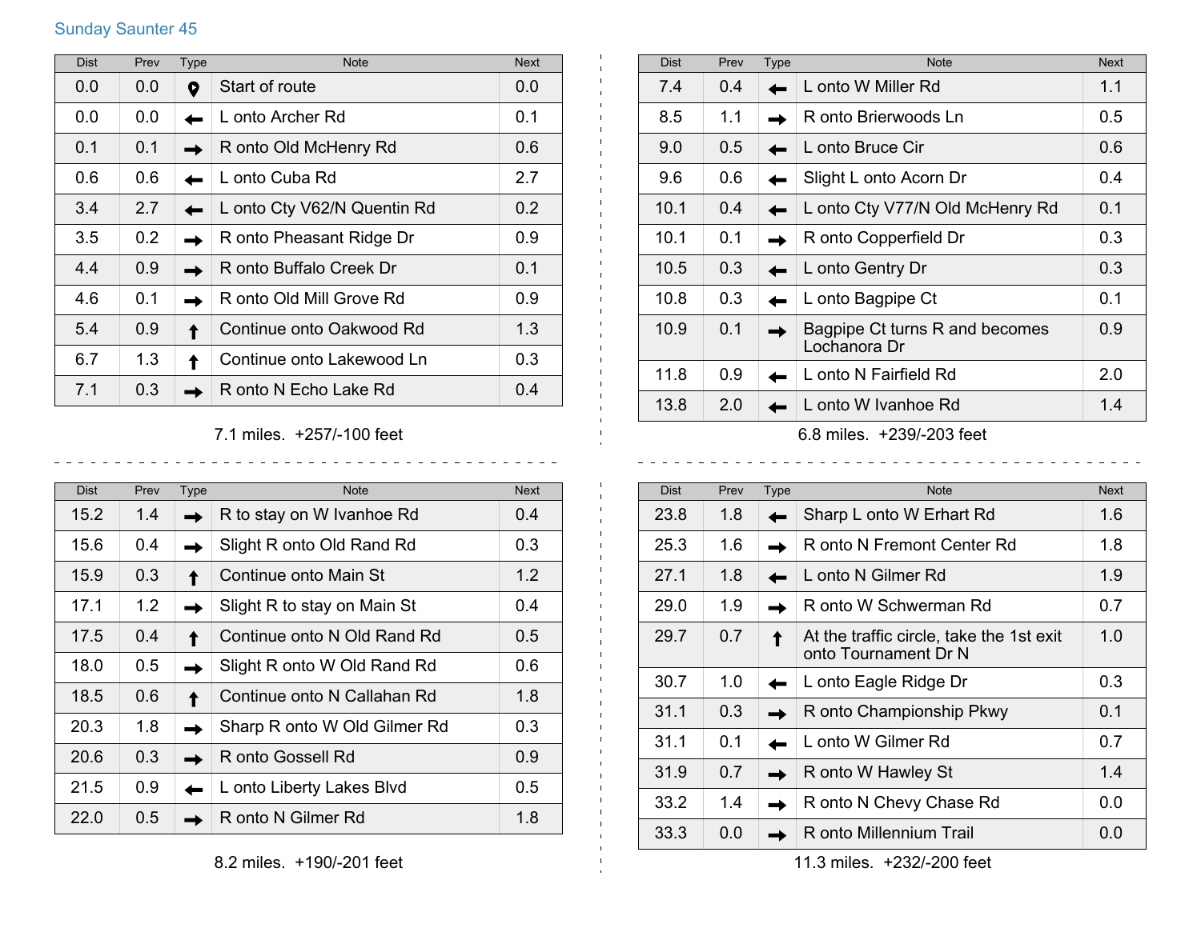## Sunday Saunter 45

| Dist | Prev | Type | Note | Next |
|---|---|---|---|---|
| 0.0 | 0.0 | Start | Start of route | 0.0 |
| 0.0 | 0.0 | ← | L onto Archer Rd | 0.1 |
| 0.1 | 0.1 | → | R onto Old McHenry Rd | 0.6 |
| 0.6 | 0.6 | ← | L onto Cuba Rd | 2.7 |
| 3.4 | 2.7 | ← | L onto Cty V62/N Quentin Rd | 0.2 |
| 3.5 | 0.2 | → | R onto Pheasant Ridge Dr | 0.9 |
| 4.4 | 0.9 | → | R onto Buffalo Creek Dr | 0.1 |
| 4.6 | 0.1 | → | R onto Old Mill Grove Rd | 0.9 |
| 5.4 | 0.9 | ↑ | Continue onto Oakwood Rd | 1.3 |
| 6.7 | 1.3 | ↑ | Continue onto Lakewood Ln | 0.3 |
| 7.1 | 0.3 | → | R onto N Echo Lake Rd | 0.4 |

7.1 miles. +257/-100 feet

| Dist | Prev | Type | Note | Next |
|---|---|---|---|---|
| 7.4 | 0.4 | ← | L onto W Miller Rd | 1.1 |
| 8.5 | 1.1 | → | R onto Brierwoods Ln | 0.5 |
| 9.0 | 0.5 | ← | L onto Bruce Cir | 0.6 |
| 9.6 | 0.6 | ← | Slight L onto Acorn Dr | 0.4 |
| 10.1 | 0.4 | ← | L onto Cty V77/N Old McHenry Rd | 0.1 |
| 10.1 | 0.1 | → | R onto Copperfield Dr | 0.3 |
| 10.5 | 0.3 | ← | L onto Gentry Dr | 0.3 |
| 10.8 | 0.3 | ← | L onto Bagpipe Ct | 0.1 |
| 10.9 | 0.1 | → | Bagpipe Ct turns R and becomes Lochanora Dr | 0.9 |
| 11.8 | 0.9 | ← | L onto N Fairfield Rd | 2.0 |
| 13.8 | 2.0 | ← | L onto W Ivanhoe Rd | 1.4 |

6.8 miles. +239/-203 feet

| Dist | Prev | Type | Note | Next |
|---|---|---|---|---|
| 15.2 | 1.4 | → | R to stay on W Ivanhoe Rd | 0.4 |
| 15.6 | 0.4 | → | Slight R onto Old Rand Rd | 0.3 |
| 15.9 | 0.3 | ↑ | Continue onto Main St | 1.2 |
| 17.1 | 1.2 | → | Slight R to stay on Main St | 0.4 |
| 17.5 | 0.4 | ↑ | Continue onto N Old Rand Rd | 0.5 |
| 18.0 | 0.5 | → | Slight R onto W Old Rand Rd | 0.6 |
| 18.5 | 0.6 | ↑ | Continue onto N Callahan Rd | 1.8 |
| 20.3 | 1.8 | → | Sharp R onto W Old Gilmer Rd | 0.3 |
| 20.6 | 0.3 | → | R onto Gossell Rd | 0.9 |
| 21.5 | 0.9 | ← | L onto Liberty Lakes Blvd | 0.5 |
| 22.0 | 0.5 | → | R onto N Gilmer Rd | 1.8 |

8.2 miles. +190/-201 feet

| Dist | Prev | Type | Note | Next |
|---|---|---|---|---|
| 23.8 | 1.8 | ← | Sharp L onto W Erhart Rd | 1.6 |
| 25.3 | 1.6 | → | R onto N Fremont Center Rd | 1.8 |
| 27.1 | 1.8 | ← | L onto N Gilmer Rd | 1.9 |
| 29.0 | 1.9 | → | R onto W Schwerman Rd | 0.7 |
| 29.7 | 0.7 | ↑ | At the traffic circle, take the 1st exit onto Tournament Dr N | 1.0 |
| 30.7 | 1.0 | ← | L onto Eagle Ridge Dr | 0.3 |
| 31.1 | 0.3 | → | R onto Championship Pkwy | 0.1 |
| 31.1 | 0.1 | ← | L onto W Gilmer Rd | 0.7 |
| 31.9 | 0.7 | → | R onto W Hawley St | 1.4 |
| 33.2 | 1.4 | → | R onto N Chevy Chase Rd | 0.0 |
| 33.3 | 0.0 | → | R onto Millennium Trail | 0.0 |

11.3 miles. +232/-200 feet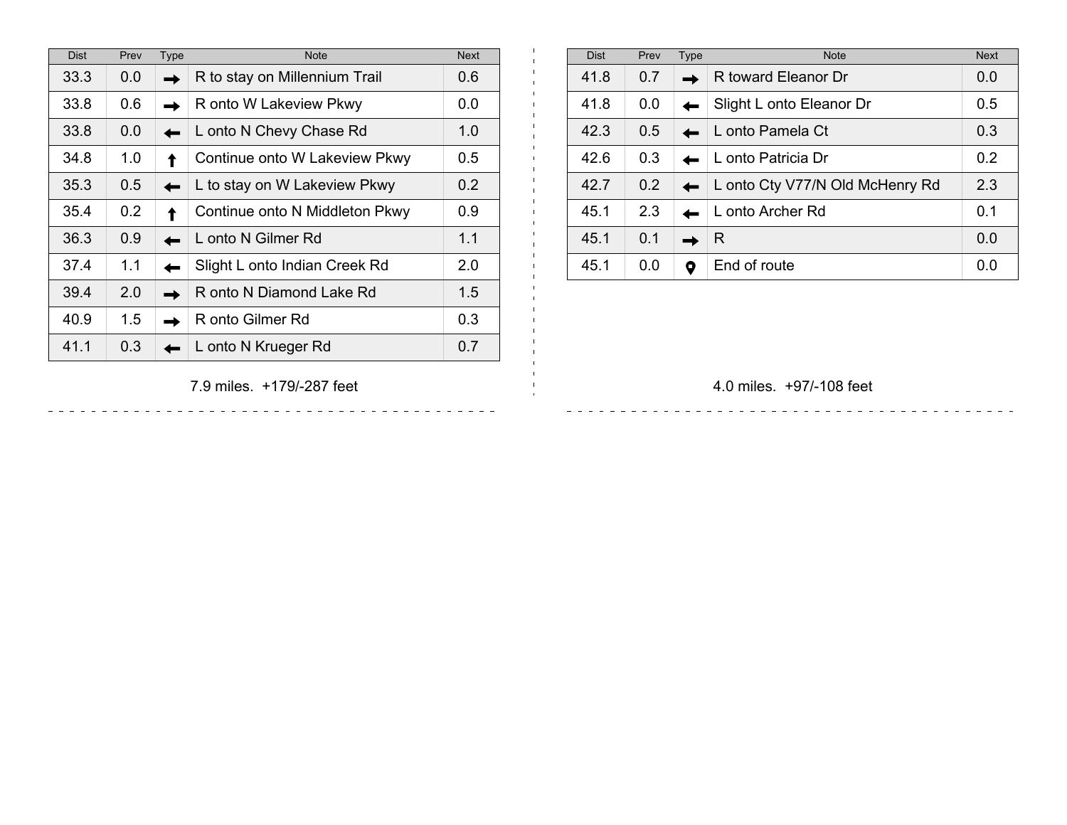| Dist | Prev | Type | Note | Next |
|---|---|---|---|---|
| 33.3 | 0.0 | → | R to stay on Millennium Trail | 0.6 |
| 33.8 | 0.6 | → | R onto W Lakeview Pkwy | 0.0 |
| 33.8 | 0.0 | ← | L onto N Chevy Chase Rd | 1.0 |
| 34.8 | 1.0 | ↑ | Continue onto W Lakeview Pkwy | 0.5 |
| 35.3 | 0.5 | ← | L to stay on W Lakeview Pkwy | 0.2 |
| 35.4 | 0.2 | ↑ | Continue onto N Middleton Pkwy | 0.9 |
| 36.3 | 0.9 | ← | L onto N Gilmer Rd | 1.1 |
| 37.4 | 1.1 | ← | Slight L onto Indian Creek Rd | 2.0 |
| 39.4 | 2.0 | → | R onto N Diamond Lake Rd | 1.5 |
| 40.9 | 1.5 | → | R onto Gilmer Rd | 0.3 |
| 41.1 | 0.3 | ← | L onto N Krueger Rd | 0.7 |

7.9 miles. +179/-287 feet

| Dist | Prev | Type | Note | Next |
|---|---|---|---|---|
| 41.8 | 0.7 | → | R toward Eleanor Dr | 0.0 |
| 41.8 | 0.0 | ← | Slight L onto Eleanor Dr | 0.5 |
| 42.3 | 0.5 | ← | L onto Pamela Ct | 0.3 |
| 42.6 | 0.3 | ← | L onto Patricia Dr | 0.2 |
| 42.7 | 0.2 | ← | L onto Cty V77/N Old McHenry Rd | 2.3 |
| 45.1 | 2.3 | ← | L onto Archer Rd | 0.1 |
| 45.1 | 0.1 | → | R | 0.0 |
| 45.1 | 0.0 | 📍 | End of route | 0.0 |

4.0 miles. +97/-108 feet